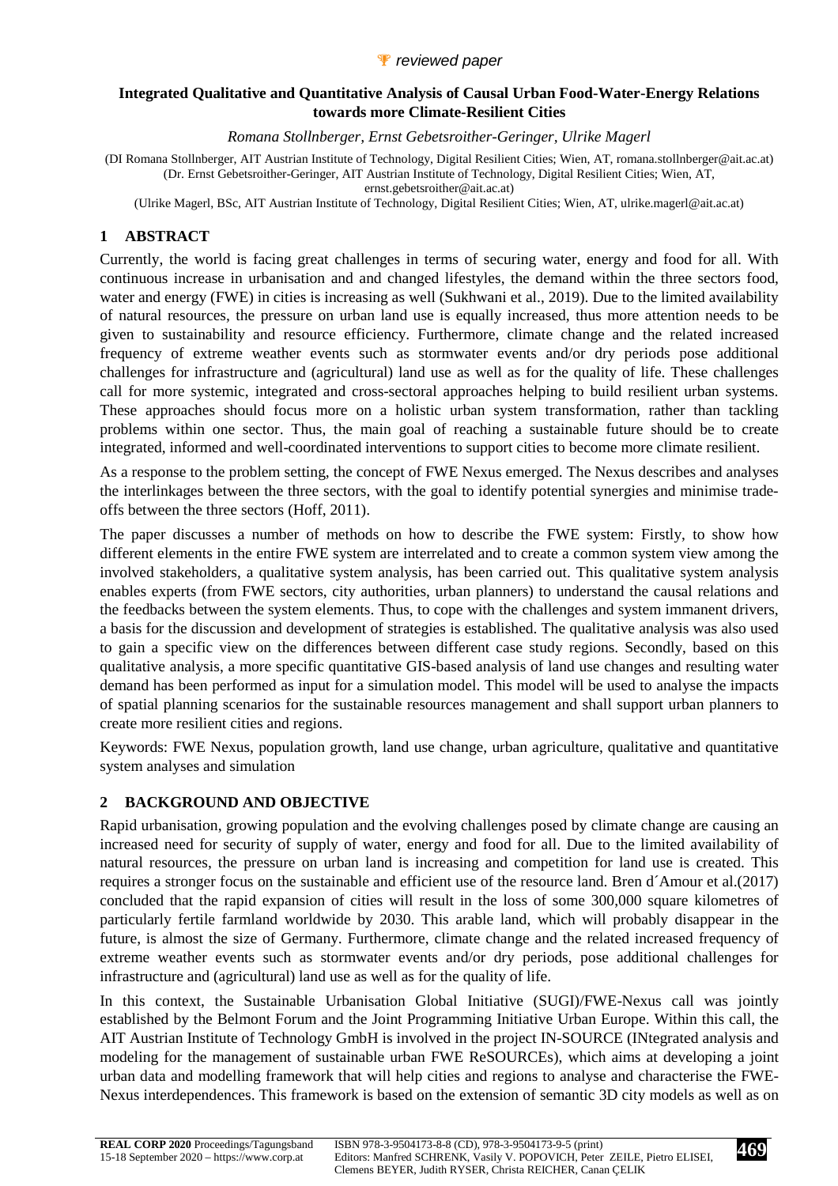*reviewed paper*

**Integrated Qualitative and Quantitative Analysis of Causal Urban Food-Water-Energy Relations towards more Climate-Resilient Cities**

*Romana Stollnberger, Ernst Gebetsroither-Geringer, Ulrike Magerl*

(DI Romana Stollnberger, AIT Austrian Institute of Technology, Digital Resilient Cities; Wien, AT, romana.stollnberger@ait.ac.at)
(Dr. Ernst Gebetsroither-Geringer, AIT Austrian Institute of Technology, Digital Resilient Cities; Wien, AT, ernst.gebetsroither@ait.ac.at)
(Ulrike Magerl, BSc, AIT Austrian Institute of Technology, Digital Resilient Cities; Wien, AT, ulrike.magerl@ait.ac.at)

## 1 ABSTRACT

Currently, the world is facing great challenges in terms of securing water, energy and food for all. With continuous increase in urbanisation and and changed lifestyles, the demand within the three sectors food, water and energy (FWE) in cities is increasing as well (Sukhwani et al., 2019). Due to the limited availability of natural resources, the pressure on urban land use is equally increased, thus more attention needs to be given to sustainability and resource efficiency. Furthermore, climate change and the related increased frequency of extreme weather events such as stormwater events and/or dry periods pose additional challenges for infrastructure and (agricultural) land use as well as for the quality of life. These challenges call for more systemic, integrated and cross-sectoral approaches helping to build resilient urban systems. These approaches should focus more on a holistic urban system transformation, rather than tackling problems within one sector. Thus, the main goal of reaching a sustainable future should be to create integrated, informed and well-coordinated interventions to support cities to become more climate resilient.

As a response to the problem setting, the concept of FWE Nexus emerged. The Nexus describes and analyses the interlinkages between the three sectors, with the goal to identify potential synergies and minimise trade-offs between the three sectors (Hoff, 2011).

The paper discusses a number of methods on how to describe the FWE system: Firstly, to show how different elements in the entire FWE system are interrelated and to create a common system view among the involved stakeholders, a qualitative system analysis, has been carried out. This qualitative system analysis enables experts (from FWE sectors, city authorities, urban planners) to understand the causal relations and the feedbacks between the system elements. Thus, to cope with the challenges and system immanent drivers, a basis for the discussion and development of strategies is established. The qualitative analysis was also used to gain a specific view on the differences between different case study regions. Secondly, based on this qualitative analysis, a more specific quantitative GIS-based analysis of land use changes and resulting water demand has been performed as input for a simulation model. This model will be used to analyse the impacts of spatial planning scenarios for the sustainable resources management and shall support urban planners to create more resilient cities and regions.

Keywords: FWE Nexus, population growth, land use change, urban agriculture, qualitative and quantitative system analyses and simulation

## 2 BACKGROUND AND OBJECTIVE

Rapid urbanisation, growing population and the evolving challenges posed by climate change are causing an increased need for security of supply of water, energy and food for all. Due to the limited availability of natural resources, the pressure on urban land is increasing and competition for land use is created. This requires a stronger focus on the sustainable and efficient use of the resource land. Bren d´Amour et al.(2017) concluded that the rapid expansion of cities will result in the loss of some 300,000 square kilometres of particularly fertile farmland worldwide by 2030. This arable land, which will probably disappear in the future, is almost the size of Germany. Furthermore, climate change and the related increased frequency of extreme weather events such as stormwater events and/or dry periods, pose additional challenges for infrastructure and (agricultural) land use as well as for the quality of life.

In this context, the Sustainable Urbanisation Global Initiative (SUGI)/FWE-Nexus call was jointly established by the Belmont Forum and the Joint Programming Initiative Urban Europe. Within this call, the AIT Austrian Institute of Technology GmbH is involved in the project IN-SOURCE (INtegrated analysis and modeling for the management of sustainable urban FWE ReSOURCEs), which aims at developing a joint urban data and modelling framework that will help cities and regions to analyse and characterise the FWE-Nexus interdependences. This framework is based on the extension of semantic 3D city models as well as on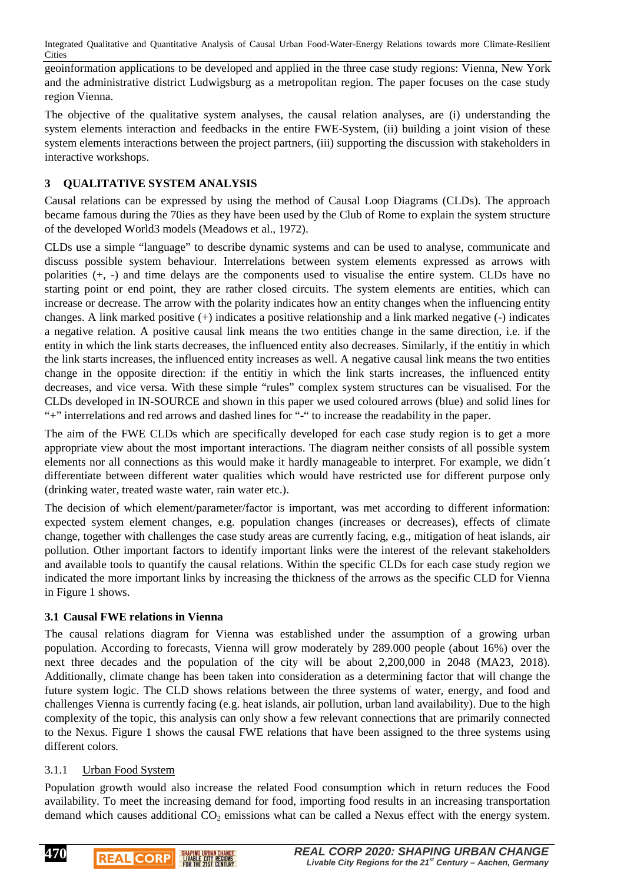geoinformation applications to be developed and applied in the three case study regions: Vienna, New York and the administrative district Ludwigsburg as a metropolitan region. The paper focuses on the case study region Vienna.

The objective of the qualitative system analyses, the causal relation analyses, are (i) understanding the system elements interaction and feedbacks in the entire FWE-System, (ii) building a joint vision of these system elements interactions between the project partners, (iii) supporting the discussion with stakeholders in interactive workshops.

## 3 QUALITATIVE SYSTEM ANALYSIS

Causal relations can be expressed by using the method of Causal Loop Diagrams (CLDs). The approach became famous during the 70ies as they have been used by the Club of Rome to explain the system structure of the developed World3 models (Meadows et al., 1972).

CLDs use a simple "language" to describe dynamic systems and can be used to analyse, communicate and discuss possible system behaviour. Interrelations between system elements expressed as arrows with polarities (+, -) and time delays are the components used to visualise the entire system. CLDs have no starting point or end point, they are rather closed circuits. The system elements are entities, which can increase or decrease. The arrow with the polarity indicates how an entity changes when the influencing entity changes. A link marked positive (+) indicates a positive relationship and a link marked negative (-) indicates a negative relation. A positive causal link means the two entities change in the same direction, i.e. if the entity in which the link starts decreases, the influenced entity also decreases. Similarly, if the entitiy in which the link starts increases, the influenced entity increases as well. A negative causal link means the two entities change in the opposite direction: if the entitiy in which the link starts increases, the influenced entity decreases, and vice versa. With these simple "rules" complex system structures can be visualised. For the CLDs developed in IN-SOURCE and shown in this paper we used coloured arrows (blue) and solid lines for "+" interrelations and red arrows and dashed lines for "-" to increase the readability in the paper.

The aim of the FWE CLDs which are specifically developed for each case study region is to get a more appropriate view about the most important interactions. The diagram neither consists of all possible system elements nor all connections as this would make it hardly manageable to interpret. For example, we didn´t differentiate between different water qualities which would have restricted use for different purpose only (drinking water, treated waste water, rain water etc.).

The decision of which element/parameter/factor is important, was met according to different information: expected system element changes, e.g. population changes (increases or decreases), effects of climate change, together with challenges the case study areas are currently facing, e.g., mitigation of heat islands, air pollution. Other important factors to identify important links were the interest of the relevant stakeholders and available tools to quantify the causal relations. Within the specific CLDs for each case study region we indicated the more important links by increasing the thickness of the arrows as the specific CLD for Vienna in Figure 1 shows.

### 3.1 Causal FWE relations in Vienna

The causal relations diagram for Vienna was established under the assumption of a growing urban population. According to forecasts, Vienna will grow moderately by 289.000 people (about 16%) over the next three decades and the population of the city will be about 2,200,000 in 2048 (MA23, 2018). Additionally, climate change has been taken into consideration as a determining factor that will change the future system logic. The CLD shows relations between the three systems of water, energy, and food and challenges Vienna is currently facing (e.g. heat islands, air pollution, urban land availability). Due to the high complexity of the topic, this analysis can only show a few relevant connections that are primarily connected to the Nexus. Figure 1 shows the causal FWE relations that have been assigned to the three systems using different colors.

#### 3.1.1 Urban Food System

Population growth would also increase the related Food consumption which in return reduces the Food availability. To meet the increasing demand for food, importing food results in an increasing transportation demand which causes additional $CO_2$ emissions what can be called a Nexus effect with the energy system.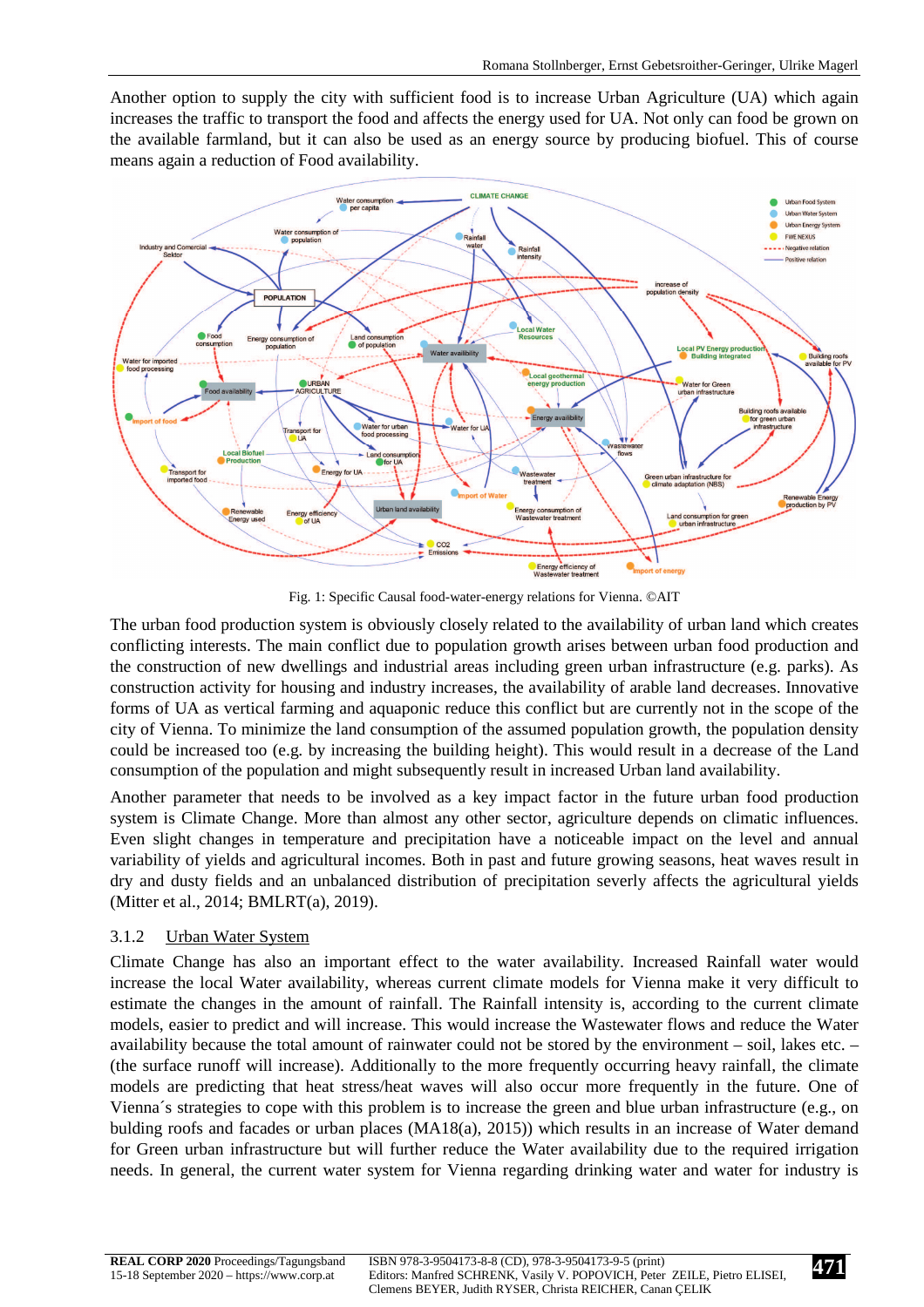Another option to supply the city with sufficient food is to increase Urban Agriculture (UA) which again increases the traffic to transport the food and affects the energy used for UA. Not only can food be grown on the available farmland, but it can also be used as an energy source by producing biofuel. This of course means again a reduction of Food availability.

Fig. 1: Specific Causal food-water-energy relations for Vienna. ©AIT

The urban food production system is obviously closely related to the availability of urban land which creates conflicting interests. The main conflict due to population growth arises between urban food production and the construction of new dwellings and industrial areas including green urban infrastructure (e.g. parks). As construction activity for housing and industry increases, the availability of arable land decreases. Innovative forms of UA as vertical farming and aquaponic reduce this conflict but are currently not in the scope of the city of Vienna. To minimize the land consumption of the assumed population growth, the population density could be increased too (e.g. by increasing the building height). This would result in a decrease of the Land consumption of the population and might subsequently result in increased Urban land availability.

Another parameter that needs to be involved as a key impact factor in the future urban food production system is Climate Change. More than almost any other sector, agriculture depends on climatic influences. Even slight changes in temperature and precipitation have a noticeable impact on the level and annual variability of yields and agricultural incomes. Both in past and future growing seasons, heat waves result in dry and dusty fields and an unbalanced distribution of precipitation severly affects the agricultural yields (Mitter et al., 2014; BMLRT(a), 2019).

### 3.1.2 Urban Water System

Climate Change has also an important effect to the water availability. Increased Rainfall water would increase the local Water availability, whereas current climate models for Vienna make it very difficult to estimate the changes in the amount of rainfall. The Rainfall intensity is, according to the current climate models, easier to predict and will increase. This would increase the Wastewater flows and reduce the Water availability because the total amount of rainwater could not be stored by the environment – soil, lakes etc. – (the surface runoff will increase). Additionally to the more frequently occurring heavy rainfall, the climate models are predicting that heat stress/heat waves will also occur more frequently in the future. One of Vienna´s strategies to cope with this problem is to increase the green and blue urban infrastructure (e.g., on bulding roofs and facades or urban places (MA18(a), 2015)) which results in an increase of Water demand for Green urban infrastructure but will further reduce the Water availability due to the required irrigation needs. In general, the current water system for Vienna regarding drinking water and water for industry is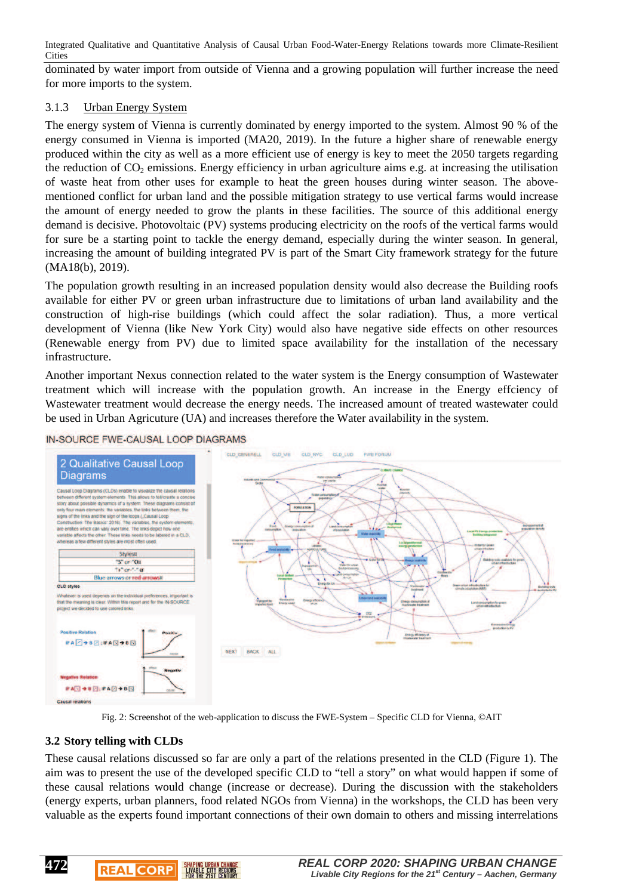dominated by water import from outside of Vienna and a growing population will further increase the need for more imports to the system.

### 3.1.3 Urban Energy System

The energy system of Vienna is currently dominated by energy imported to the system. Almost 90 % of the energy consumed in Vienna is imported (MA20, 2019). In the future a higher share of renewable energy produced within the city as well as a more efficient use of energy is key to meet the 2050 targets regarding the reduction of $CO_2$ emissions. Energy efficiency in urban agriculture aims e.g. at increasing the utilisation of waste heat from other uses for example to heat the green houses during winter season. The above-mentioned conflict for urban land and the possible mitigation strategy to use vertical farms would increase the amount of energy needed to grow the plants in these facilities. The source of this additional energy demand is decisive. Photovoltaic (PV) systems producing electricity on the roofs of the vertical farms would for sure be a starting point to tackle the energy demand, especially during the winter season. In general, increasing the amount of building integrated PV is part of the Smart City framework strategy for the future (MA18(b), 2019).

The population growth resulting in an increased population density would also decrease the Building roofs available for either PV or green urban infrastructure due to limitations of urban land availability and the construction of high-rise buildings (which could affect the solar radiation). Thus, a more vertical development of Vienna (like New York City) would also have negative side effects on other resources (Renewable energy from PV) due to limited space availability for the installation of the necessary infrastructure.

Another important Nexus connection related to the water system is the Energy consumption of Wastewater treatment which will increase with the population growth. An increase in the Energy effciency of Wastewater treatment would decrease the energy needs. The increased amount of treated wastewater could be used in Urban Agricuture (UA) and increases therefore the Water availability in the system.

Fig. 2: Screenshot of the web-application to discuss the FWE-System – Specific CLD for Vienna, ©AIT

## 3.2 Story telling with CLDs

These causal relations discussed so far are only a part of the relations presented in the CLD (Figure 1). The aim was to present the use of the developed specific CLD to "tell a story" on what would happen if some of these causal relations would change (increase or decrease). During the discussion with the stakeholders (energy experts, urban planners, food related NGOs from Vienna) in the workshops, the CLD has been very valuable as the experts found important connections of their own domain to others and missing interrelations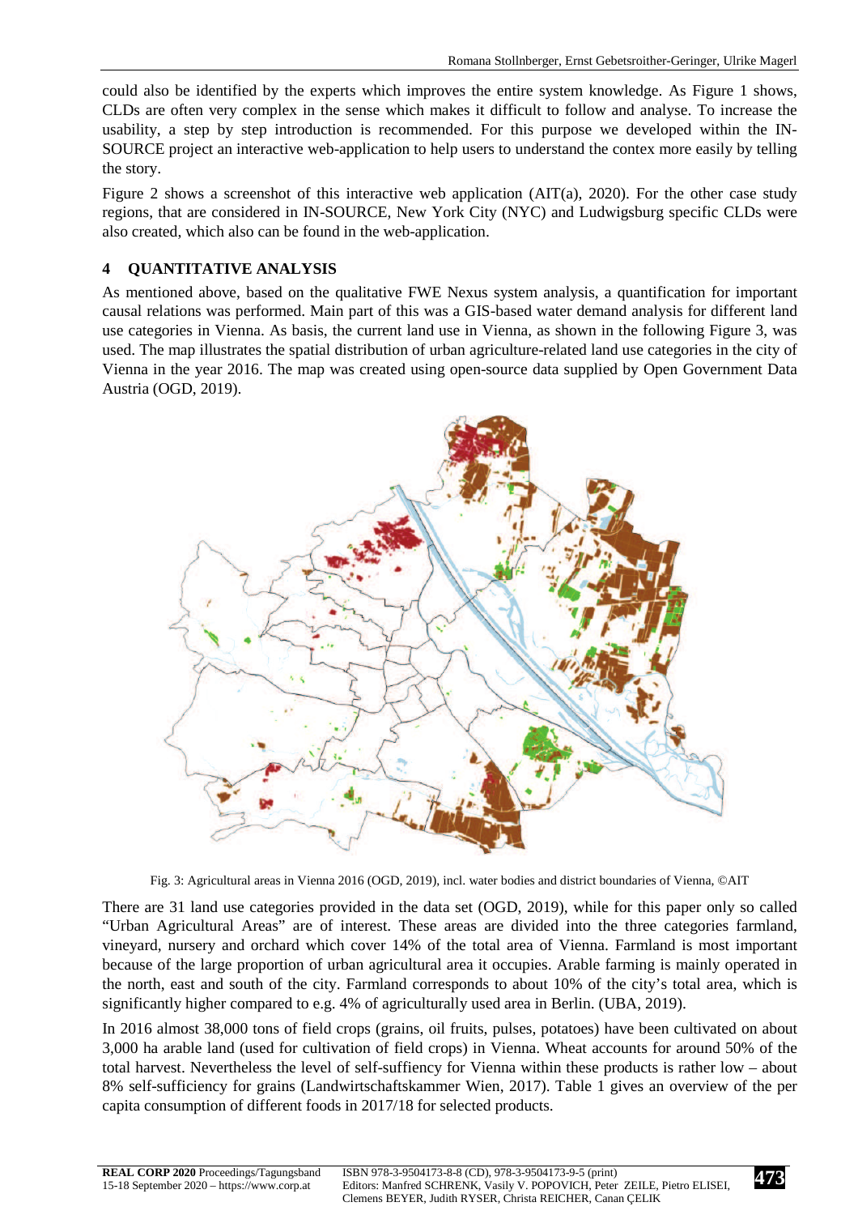could also be identified by the experts which improves the entire system knowledge. As Figure 1 shows, CLDs are often very complex in the sense which makes it difficult to follow and analyse. To increase the usability, a step by step introduction is recommended. For this purpose we developed within the IN-SOURCE project an interactive web-application to help users to understand the contex more easily by telling the story.

Figure 2 shows a screenshot of this interactive web application (AIT(a), 2020). For the other case study regions, that are considered in IN-SOURCE, New York City (NYC) and Ludwigsburg specific CLDs were also created, which also can be found in the web-application.

## 4 QUANTITATIVE ANALYSIS

As mentioned above, based on the qualitative FWE Nexus system analysis, a quantification for important causal relations was performed. Main part of this was a GIS-based water demand analysis for different land use categories in Vienna. As basis, the current land use in Vienna, as shown in the following Figure 3, was used. The map illustrates the spatial distribution of urban agriculture-related land use categories in the city of Vienna in the year 2016. The map was created using open-source data supplied by Open Government Data Austria (OGD, 2019).

Fig. 3: Agricultural areas in Vienna 2016 (OGD, 2019), incl. water bodies and district boundaries of Vienna, ©AIT

There are 31 land use categories provided in the data set (OGD, 2019), while for this paper only so called “Urban Agricultural Areas” are of interest. These areas are divided into the three categories farmland, vineyard, nursery and orchard which cover 14% of the total area of Vienna. Farmland is most important because of the large proportion of urban agricultural area it occupies. Arable farming is mainly operated in the north, east and south of the city. Farmland corresponds to about 10% of the city’s total area, which is significantly higher compared to e.g. 4% of agriculturally used area in Berlin. (UBA, 2019).

In 2016 almost 38,000 tons of field crops (grains, oil fruits, pulses, potatoes) have been cultivated on about 3,000 ha arable land (used for cultivation of field crops) in Vienna. Wheat accounts for around 50% of the total harvest. Nevertheless the level of self-suffiency for Vienna within these products is rather low – about 8% self-sufficiency for grains (Landwirtschaftskammer Wien, 2017). Table 1 gives an overview of the per capita consumption of different foods in 2017/18 for selected products.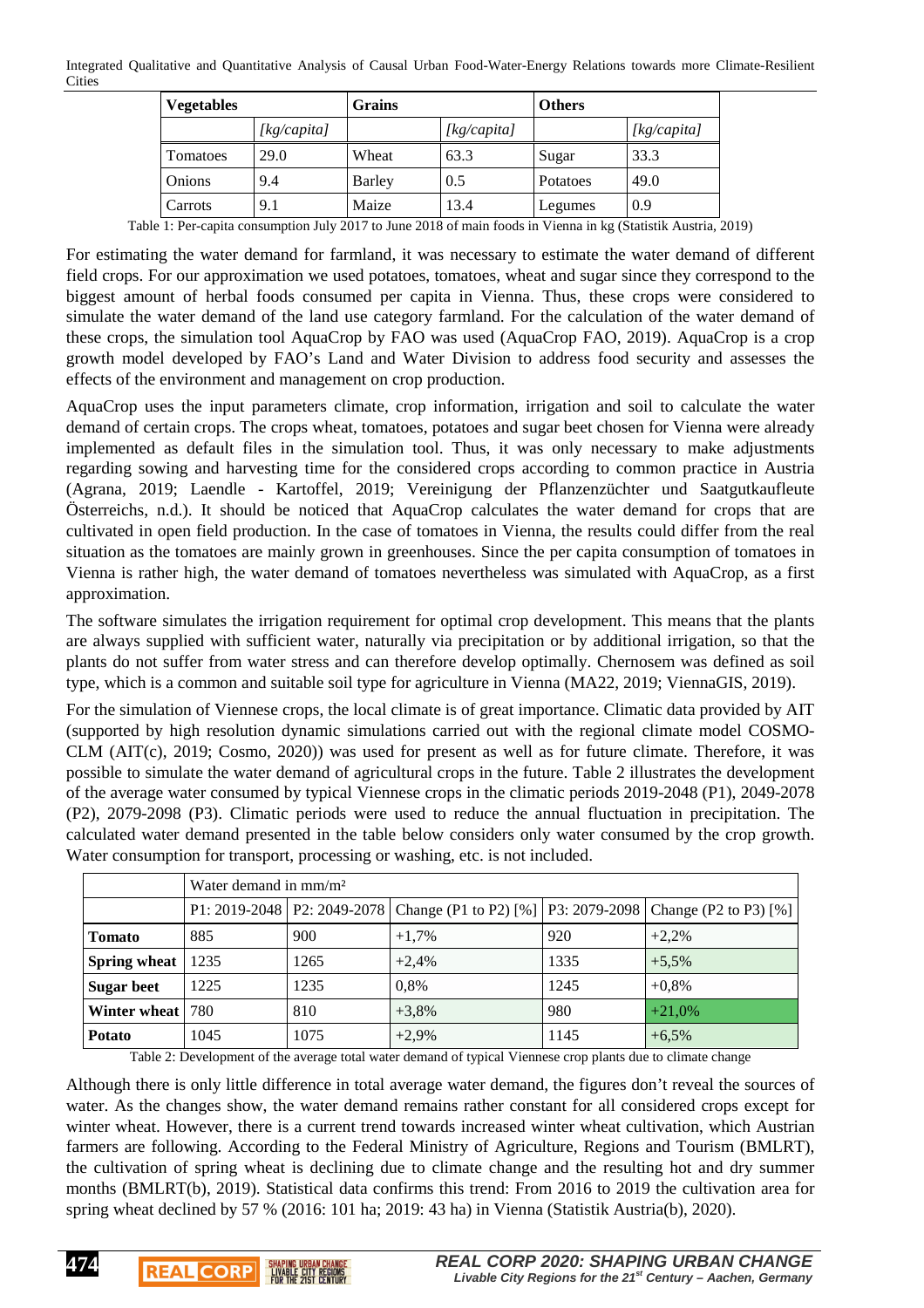| Vegetables | | Grains | | Others | |
|---|---|---|---|---|---|
| | *[kg/capita]* | | *[kg/capita]* | | *[kg/capita]* |
| Tomatoes | 29.0 | Wheat | 63.3 | Sugar | 33.3 |
| Onions | 9.4 | Barley | 0.5 | Potatoes | 49.0 |
| Carrots | 9.1 | Maize | 13.4 | Legumes | 0.9 |

Table 1: Per-capita consumption July 2017 to June 2018 of main foods in Vienna in kg (Statistik Austria, 2019)

For estimating the water demand for farmland, it was necessary to estimate the water demand of different field crops. For our approximation we used potatoes, tomatoes, wheat and sugar since they correspond to the biggest amount of herbal foods consumed per capita in Vienna. Thus, these crops were considered to simulate the water demand of the land use category farmland. For the calculation of the water demand of these crops, the simulation tool AquaCrop by FAO was used (AquaCrop FAO, 2019). AquaCrop is a crop growth model developed by FAO's Land and Water Division to address food security and assesses the effects of the environment and management on crop production.

AquaCrop uses the input parameters climate, crop information, irrigation and soil to calculate the water demand of certain crops. The crops wheat, tomatoes, potatoes and sugar beet chosen for Vienna were already implemented as default files in the simulation tool. Thus, it was only necessary to make adjustments regarding sowing and harvesting time for the considered crops according to common practice in Austria (Agrana, 2019; Laendle - Kartoffel, 2019; Vereinigung der Pflanzenzüchter und Saatgutkaufleute Österreichs, n.d.). It should be noticed that AquaCrop calculates the water demand for crops that are cultivated in open field production. In the case of tomatoes in Vienna, the results could differ from the real situation as the tomatoes are mainly grown in greenhouses. Since the per capita consumption of tomatoes in Vienna is rather high, the water demand of tomatoes nevertheless was simulated with AquaCrop, as a first approximation.

The software simulates the irrigation requirement for optimal crop development. This means that the plants are always supplied with sufficient water, naturally via precipitation or by additional irrigation, so that the plants do not suffer from water stress and can therefore develop optimally. Chernosem was defined as soil type, which is a common and suitable soil type for agriculture in Vienna (MA22, 2019; ViennaGIS, 2019).

For the simulation of Viennese crops, the local climate is of great importance. Climatic data provided by AIT (supported by high resolution dynamic simulations carried out with the regional climate model COSMO-CLM (AIT(c), 2019; Cosmo, 2020)) was used for present as well as for future climate. Therefore, it was possible to simulate the water demand of agricultural crops in the future. Table 2 illustrates the development of the average water consumed by typical Viennese crops in the climatic periods 2019-2048 (P1), 2049-2078 (P2), 2079-2098 (P3). Climatic periods were used to reduce the annual fluctuation in precipitation. The calculated water demand presented in the table below considers only water consumed by the crop growth. Water consumption for transport, processing or washing, etc. is not included.

| | Water demand in mm/m² | | | | |
|---|---|---|---|---|---|
| | P1: 2019-2048 | P2: 2049-2078 | Change (P1 to P2) [%] | P3: 2079-2098 | Change (P2 to P3) [%] |
| **Tomato** | 885 | 900 | +1,7% | 920 | +2,2% |
| **Spring wheat** | 1235 | 1265 | +2,4% | 1335 | +5,5% |
| **Sugar beet** | 1225 | 1235 | 0,8% | 1245 | +0,8% |
| **Winter wheat** | 780 | 810 | +3,8% | 980 | +21,0% |
| **Potato** | 1045 | 1075 | +2,9% | 1145 | +6,5% |

Table 2: Development of the average total water demand of typical Viennese crop plants due to climate change

Although there is only little difference in total average water demand, the figures don't reveal the sources of water. As the changes show, the water demand remains rather constant for all considered crops except for winter wheat. However, there is a current trend towards increased winter wheat cultivation, which Austrian farmers are following. According to the Federal Ministry of Agriculture, Regions and Tourism (BMLRT), the cultivation of spring wheat is declining due to climate change and the resulting hot and dry summer months (BMLRT(b), 2019). Statistical data confirms this trend: From 2016 to 2019 the cultivation area for spring wheat declined by 57 % (2016: 101 ha; 2019: 43 ha) in Vienna (Statistik Austria(b), 2020).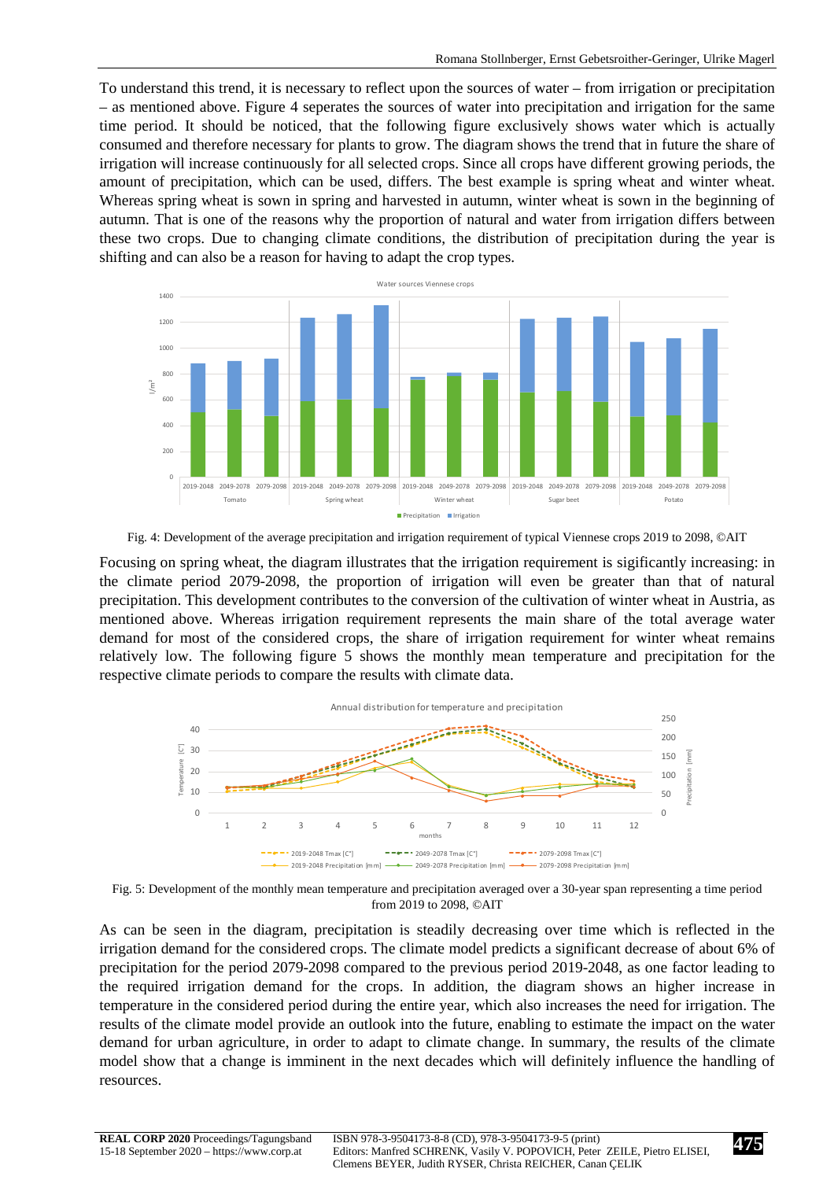To understand this trend, it is necessary to reflect upon the sources of water – from irrigation or precipitation – as mentioned above. Figure 4 seperates the sources of water into precipitation and irrigation for the same time period. It should be noticed, that the following figure exclusively shows water which is actually consumed and therefore necessary for plants to grow. The diagram shows the trend that in future the share of irrigation will increase continuously for all selected crops. Since all crops have different growing periods, the amount of precipitation, which can be used, differs. The best example is spring wheat and winter wheat. Whereas spring wheat is sown in spring and harvested in autumn, winter wheat is sown in the beginning of autumn. That is one of the reasons why the proportion of natural and water from irrigation differs between these two crops. Due to changing climate conditions, the distribution of precipitation during the year is shifting and can also be a reason for having to adapt the crop types.

Fig. 4: Development of the average precipitation and irrigation requirement of typical Viennese crops 2019 to 2098, ©AIT

Focusing on spring wheat, the diagram illustrates that the irrigation requirement is sigificantly increasing: in the climate period 2079-2098, the proportion of irrigation will even be greater than that of natural precipitation. This development contributes to the conversion of the cultivation of winter wheat in Austria, as mentioned above. Whereas irrigation requirement represents the main share of the total average water demand for most of the considered crops, the share of irrigation requirement for winter wheat remains relatively low. The following figure 5 shows the monthly mean temperature and precipitation for the respective climate periods to compare the results with climate data.

Fig. 5: Development of the monthly mean temperature and precipitation averaged over a 30-year span representing a time period from 2019 to 2098, ©AIT

As can be seen in the diagram, precipitation is steadily decreasing over time which is reflected in the irrigation demand for the considered crops. The climate model predicts a significant decrease of about 6% of precipitation for the period 2079-2098 compared to the previous period 2019-2048, as one factor leading to the required irrigation demand for the crops. In addition, the diagram shows an higher increase in temperature in the considered period during the entire year, which also increases the need for irrigation. The results of the climate model provide an outlook into the future, enabling to estimate the impact on the water demand for urban agriculture, in order to adapt to climate change. In summary, the results of the climate model show that a change is imminent in the next decades which will definitely influence the handling of resources.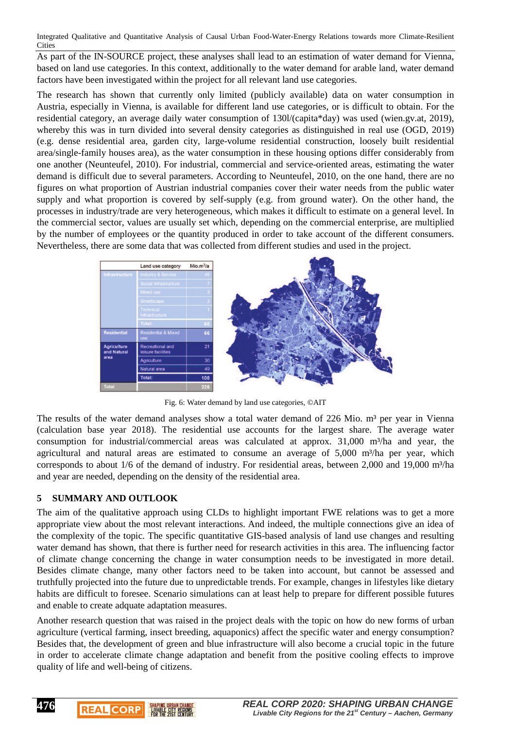As part of the IN-SOURCE project, these analyses shall lead to an estimation of water demand for Vienna, based on land use categories. In this context, additionally to the water demand for arable land, water demand factors have been investigated within the project for all relevant land use categories.

The research has shown that currently only limited (publicly available) data on water consumption in Austria, especially in Vienna, is available for different land use categories, or is difficult to obtain. For the residential category, an average daily water consumption of 130l/(capita*day) was used (wien.gv.at, 2019), whereby this was in turn divided into several density categories as distinguished in real use (OGD, 2019) (e.g. dense residential area, garden city, large-volume residential construction, loosely built residential area/single-family houses area), as the water consumption in these housing options differ considerably from one another (Neunteufel, 2010). For industrial, commercial and service-oriented areas, estimating the water demand is difficult due to several parameters. According to Neunteufel, 2010, on the one hand, there are no figures on what proportion of Austrian industrial companies cover their water needs from the public water supply and what proportion is covered by self-supply (e.g. from ground water). On the other hand, the processes in industry/trade are very heterogeneous, which makes it difficult to estimate on a general level. In the commercial sector, values are usually set which, depending on the commercial enterprise, are multiplied by the number of employees or the quantity produced in order to take account of the different consumers. Nevertheless, there are some data that was collected from different studies and used in the project.

| | Land use category | Mio.m³/a |
|---|---|---|
| Infrastructure | Industry & Service | 46 |
| | Social Infrastructure | 7 |
| | Mixed use | 3 |
| | Streetscape | 3 |
| | Technical Infrastructure | 1 |
| | Total: | 60 |
| Residential | Residential & Mixed use | 66 |
| Agriculture and Natural area | Recreational and leisure facilities | 21 |
| | Agriculture | 30 |
| | Natural area | 49 |
| | Total: | 100 |
| Total | | 226 |

Fig. 6: Water demand by land use categories, ©AIT

The results of the water demand analyses show a total water demand of 226 Mio. m³ per year in Vienna (calculation base year 2018). The residential use accounts for the largest share. The average water consumption for industrial/commercial areas was calculated at approx. 31,000 m³/ha and year, the agricultural and natural areas are estimated to consume an average of 5,000 m³/ha per year, which corresponds to about 1/6 of the demand of industry. For residential areas, between 2,000 and 19,000 m³/ha and year are needed, depending on the density of the residential area.

## 5 SUMMARY AND OUTLOOK

The aim of the qualitative approach using CLDs to highlight important FWE relations was to get a more appropriate view about the most relevant interactions. And indeed, the multiple connections give an idea of the complexity of the topic. The specific quantitative GIS-based analysis of land use changes and resulting water demand has shown, that there is further need for research activities in this area. The influencing factor of climate change concerning the change in water consumption needs to be investigated in more detail. Besides climate change, many other factors need to be taken into account, but cannot be assessed and truthfully projected into the future due to unpredictable trends. For example, changes in lifestyles like dietary habits are difficult to foresee. Scenario simulations can at least help to prepare for different possible futures and enable to create adquate adaptation measures.

Another research question that was raised in the project deals with the topic on how do new forms of urban agriculture (vertical farming, insect breeding, aquaponics) affect the specific water and energy consumption? Besides that, the development of green and blue infrastructure will also become a crucial topic in the future in order to accelerate climate change adaptation and benefit from the positive cooling effects to improve quality of life and well-being of citizens.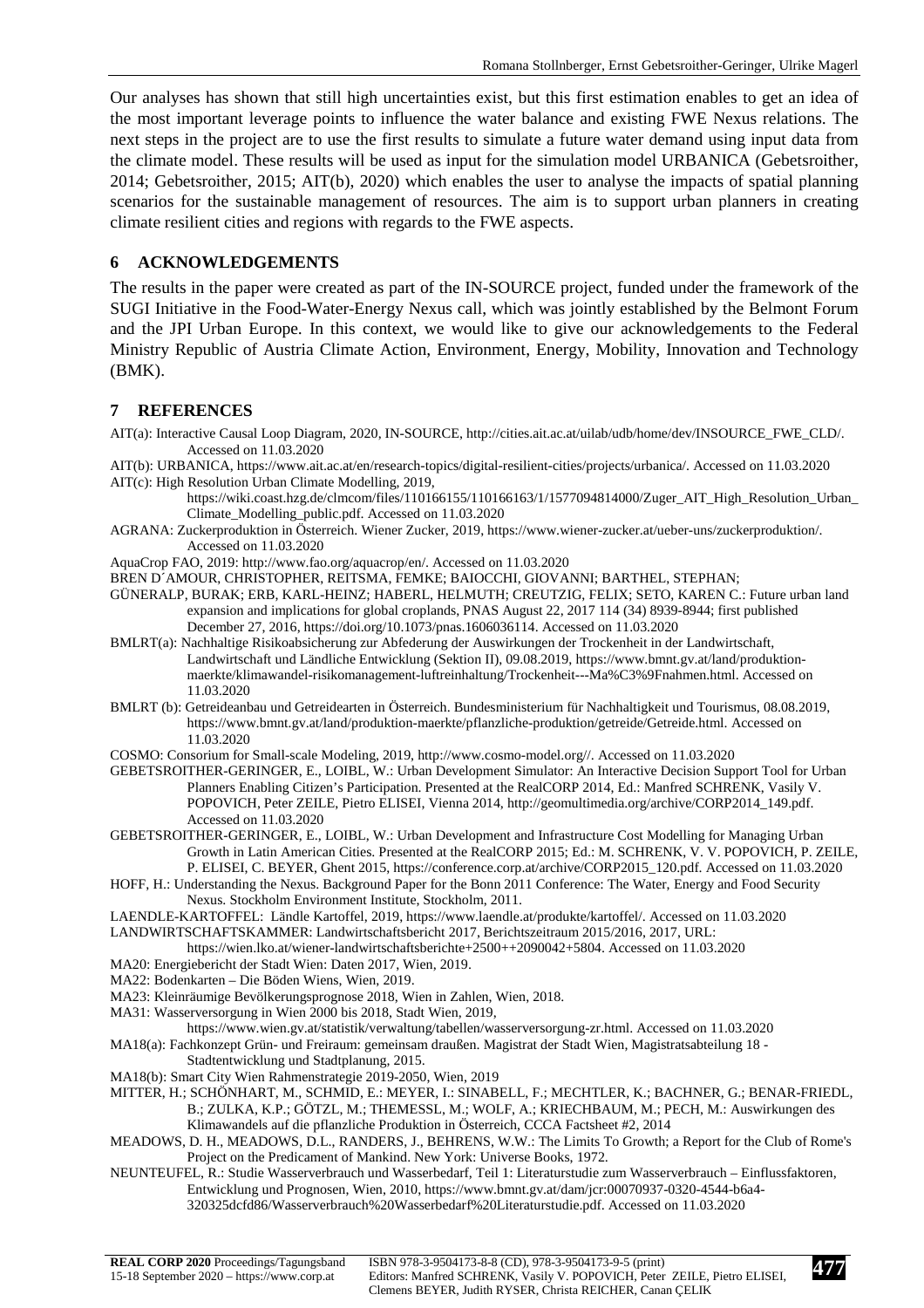Our analyses has shown that still high uncertainties exist, but this first estimation enables to get an idea of the most important leverage points to influence the water balance and existing FWE Nexus relations. The next steps in the project are to use the first results to simulate a future water demand using input data from the climate model. These results will be used as input for the simulation model URBANICA (Gebetsroither, 2014; Gebetsroither, 2015; AIT(b), 2020) which enables the user to analyse the impacts of spatial planning scenarios for the sustainable management of resources. The aim is to support urban planners in creating climate resilient cities and regions with regards to the FWE aspects.

## 6 ACKNOWLEDGEMENTS

The results in the paper were created as part of the IN-SOURCE project, funded under the framework of the SUGI Initiative in the Food-Water-Energy Nexus call, which was jointly established by the Belmont Forum and the JPI Urban Europe. In this context, we would like to give our acknowledgements to the Federal Ministry Republic of Austria Climate Action, Environment, Energy, Mobility, Innovation and Technology (BMK).

## 7 REFERENCES

AIT(a): Interactive Causal Loop Diagram, 2020, IN-SOURCE, http://cities.ait.ac.at/uilab/udb/home/dev/INSOURCE_FWE_CLD/. Accessed on 11.03.2020

AIT(b): URBANICA, https://www.ait.ac.at/en/research-topics/digital-resilient-cities/projects/urbanica/. Accessed on 11.03.2020

AIT(c): High Resolution Urban Climate Modelling, 2019, https://wiki.coast.hzg.de/clmcom/files/110166155/110166163/1/1577094814000/Zuger_AIT_High_Resolution_Urban_Climate_Modelling_public.pdf. Accessed on 11.03.2020

AGRANA: Zuckerproduktion in Österreich. Wiener Zucker, 2019, https://www.wiener-zucker.at/ueber-uns/zuckerproduktion/. Accessed on 11.03.2020

AquaCrop FAO, 2019: http://www.fao.org/aquacrop/en/. Accessed on 11.03.2020

BREN D´AMOUR, CHRISTOPHER, REITSMA, FEMKE; BAIOCCHI, GIOVANNI; BARTHEL, STEPHAN;

GÜNERALP, BURAK; ERB, KARL-HEINZ; HABERL, HELMUTH; CREUTZIG, FELIX; SETO, KAREN C.: Future urban land expansion and implications for global croplands, PNAS August 22, 2017 114 (34) 8939-8944; first published December 27, 2016, https://doi.org/10.1073/pnas.1606036114. Accessed on 11.03.2020

BMLRT(a): Nachhaltige Risikoabsicherung zur Abfederung der Auswirkungen der Trockenheit in der Landwirtschaft, Landwirtschaft und Ländliche Entwicklung (Sektion II), 09.08.2019, https://www.bmnt.gv.at/land/produktion-maerkte/klimawandel-risikomanagement-luftreinhaltung/Trockenheit---Ma%C3%9Fnahmen.html. Accessed on 11.03.2020

BMLRT (b): Getreideanbau und Getreidearten in Österreich. Bundesministerium für Nachhaltigkeit und Tourismus, 08.08.2019, https://www.bmnt.gv.at/land/produktion-maerkte/pflanzliche-produktion/getreide/Getreide.html. Accessed on 11.03.2020

COSMO: Consorium for Small-scale Modeling, 2019, http://www.cosmo-model.org//. Accessed on 11.03.2020

GEBETSROITHER-GERINGER, E., LOIBL, W.: Urban Development Simulator: An Interactive Decision Support Tool for Urban Planners Enabling Citizen's Participation. Presented at the RealCORP 2014, Ed.: Manfred SCHRENK, Vasily V. POPOVICH, Peter ZEILE, Pietro ELISEI, Vienna 2014, http://geomultimedia.org/archive/CORP2014_149.pdf. Accessed on 11.03.2020

GEBETSROITHER-GERINGER, E., LOIBL, W.: Urban Development and Infrastructure Cost Modelling for Managing Urban Growth in Latin American Cities. Presented at the RealCORP 2015; Ed.: M. SCHRENK, V. V. POPOVICH, P. ZEILE, P. ELISEI, C. BEYER, Ghent 2015, https://conference.corp.at/archive/CORP2015_120.pdf. Accessed on 11.03.2020

HOFF, H.: Understanding the Nexus. Background Paper for the Bonn 2011 Conference: The Water, Energy and Food Security Nexus. Stockholm Environment Institute, Stockholm, 2011.

LAENDLE-KARTOFFEL: Ländle Kartoffel, 2019, https://www.laendle.at/produkte/kartoffel/. Accessed on 11.03.2020

LANDWIRTSCHAFTSKAMMER: Landwirtschaftsbericht 2017, Berichtszeitraum 2015/2016, 2017, URL: https://wien.lko.at/wiener-landwirtschaftsberichte+2500++2090042+5804. Accessed on 11.03.2020

MA20: Energiebericht der Stadt Wien: Daten 2017, Wien, 2019.

MA22: Bodenkarten – Die Böden Wiens, Wien, 2019.

MA23: Kleinräumige Bevölkerungsprognose 2018, Wien in Zahlen, Wien, 2018.

MA31: Wasserversorgung in Wien 2000 bis 2018, Stadt Wien, 2019, https://www.wien.gv.at/statistik/verwaltung/tabellen/wasserversorgung-zr.html. Accessed on 11.03.2020

MA18(a): Fachkonzept Grün- und Freiraum: gemeinsam draußen. Magistrat der Stadt Wien, Magistratsabteilung 18 - Stadtentwicklung und Stadtplanung, 2015.

MA18(b): Smart City Wien Rahmenstrategie 2019-2050, Wien, 2019

MITTER, H.; SCHÖNHART, M., SCHMID, E.: MEYER, I.: SINABELL, F.; MECHTLER, K.; BACHNER, G.; BENAR-FRIEDL, B.; ZULKA, K.P.; GÖTZL, M.; THEMESSL, M.; WOLF, A.; KRIECHBAUM, M.; PECH, M.: Auswirkungen des Klimawandels auf die pflanzliche Produktion in Österreich, CCCA Factsheet #2, 2014

MEADOWS, D. H., MEADOWS, D.L., RANDERS, J., BEHRENS, W.W.: The Limits To Growth; a Report for the Club of Rome's Project on the Predicament of Mankind. New York: Universe Books, 1972.

NEUNTEUFEL, R.: Studie Wasserverbrauch und Wasserbedarf, Teil 1: Literaturstudie zum Wasserverbrauch – Einflussfaktoren, Entwicklung und Prognosen, Wien, 2010, https://www.bmnt.gv.at/dam/jcr:00070937-0320-4544-b6a4-320325dcfd86/Wasserverbrauch%20Wasserbedarf%20Literaturstudie.pdf. Accessed on 11.03.2020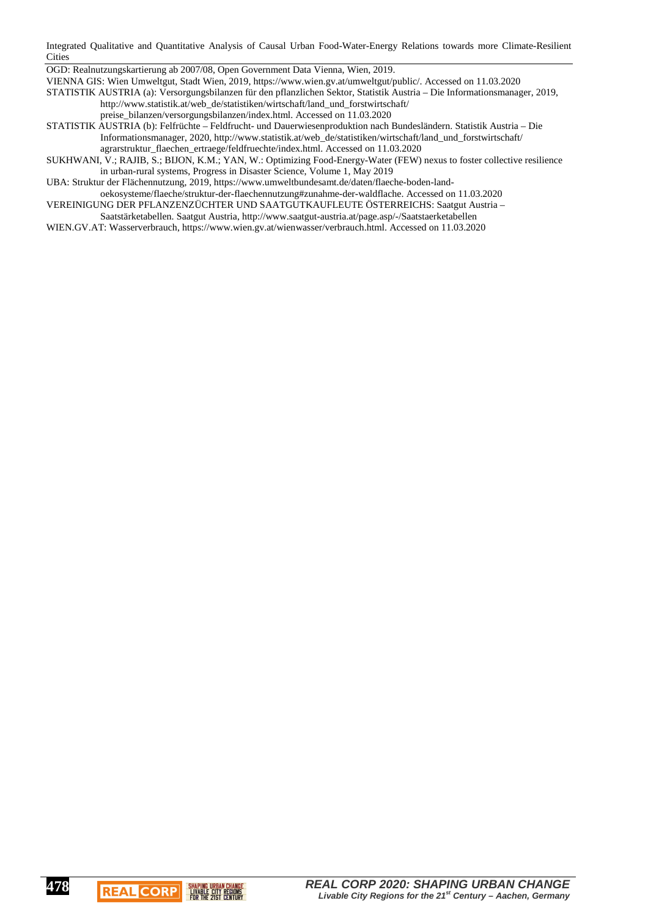OGD: Realnutzungskartierung ab 2007/08, Open Government Data Vienna, Wien, 2019.

VIENNA GIS: Wien Umweltgut, Stadt Wien, 2019, https://www.wien.gv.at/umweltgut/public/. Accessed on 11.03.2020

STATISTIK AUSTRIA (a): Versorgungsbilanzen für den pflanzlichen Sektor, Statistik Austria – Die Informationsmanager, 2019, http://www.statistik.at/web_de/statistiken/wirtschaft/land_und_forstwirtschaft/preise_bilanzen/versorgungsbilanzen/index.html. Accessed on 11.03.2020

STATISTIK AUSTRIA (b): Felfrüchte – Feldfrucht- und Dauerwiesenproduktion nach Bundesländern. Statistik Austria – Die Informationsmanager, 2020, http://www.statistik.at/web_de/statistiken/wirtschaft/land_und_forstwirtschaft/agrarstruktur_flaechen_ertraege/feldfruechte/index.html. Accessed on 11.03.2020

SUKHWANI, V.; RAJIB, S.; BIJON, K.M.; YAN, W.: Optimizing Food-Energy-Water (FEW) nexus to foster collective resilience in urban-rural systems, Progress in Disaster Science, Volume 1, May 2019

UBA: Struktur der Flächennutzung, 2019, https://www.umweltbundesamt.de/daten/flaeche-boden-land-oekosysteme/flaeche/struktur-der-flaechennutzung#zunahme-der-waldflache. Accessed on 11.03.2020

VEREINIGUNG DER PFLANZENZÜCHTER UND SAATGUTKAUFLEUTE ÖSTERREICHS: Saatgut Austria – Saatstärketabellen. Saatgut Austria, http://www.saatgut-austria.at/page.asp/-/Saatstaerketabellen

WIEN.GV.AT: Wasserverbrauch, https://www.wien.gv.at/wienwasser/verbrauch.html. Accessed on 11.03.2020